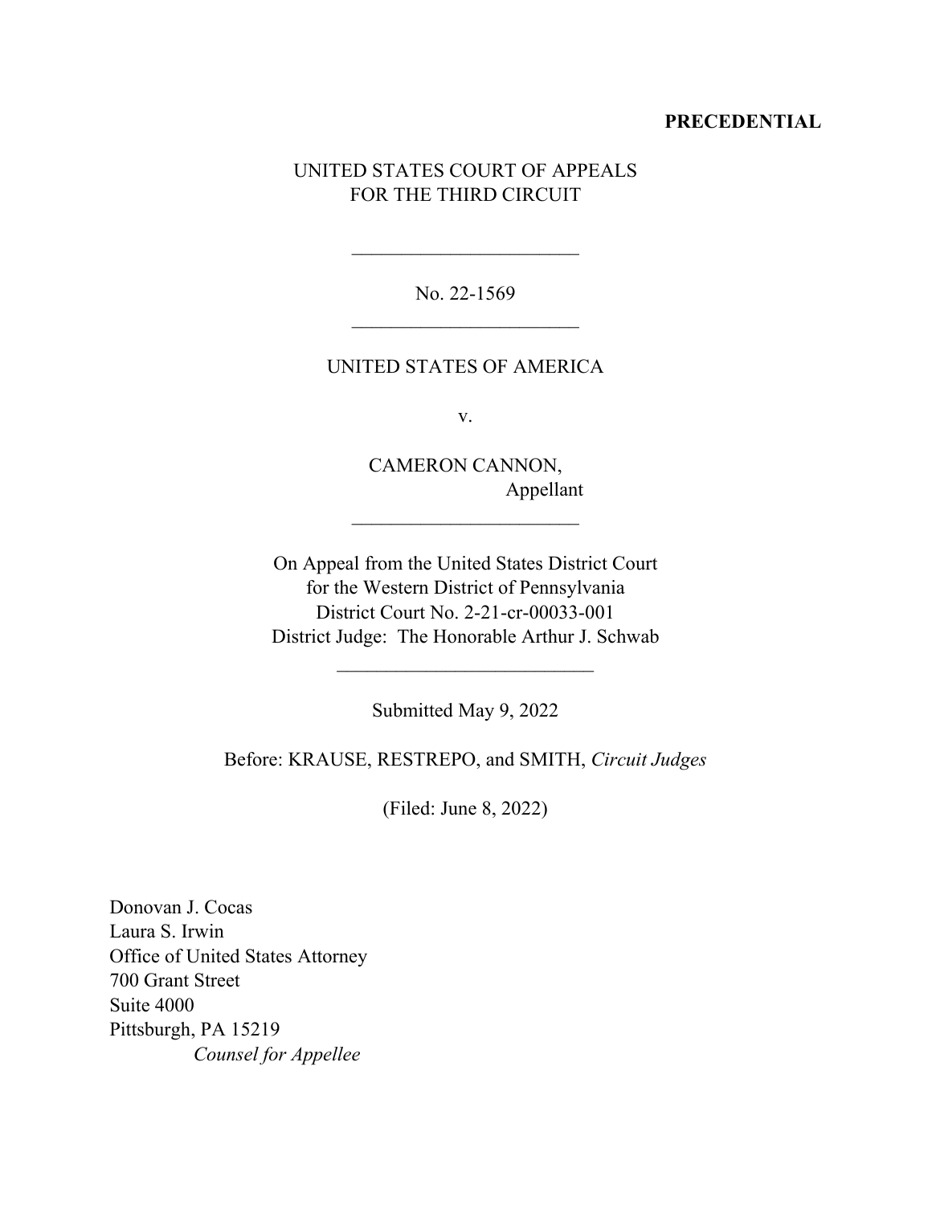**PRECEDENTIAL**

UNITED STATES COURT OF APPEALS
FOR THE THIRD CIRCUIT

\_\_\_\_\_\_\_\_\_\_\_\_\_\_\_\_\_\_\_\_\_\_\_\_

No. 22-1569

\_\_\_\_\_\_\_\_\_\_\_\_\_\_\_\_\_\_\_\_\_\_\_\_

UNITED STATES OF AMERICA

v.

CAMERON CANNON,
Appellant

\_\_\_\_\_\_\_\_\_\_\_\_\_\_\_\_\_\_\_\_\_\_\_\_

On Appeal from the United States District Court
for the Western District of Pennsylvania
District Court No. 2-21-cr-00033-001
District Judge: The Honorable Arthur J. Schwab

\_\_\_\_\_\_\_\_\_\_\_\_\_\_\_\_\_\_\_\_\_\_\_\_

Submitted May 9, 2022

Before: KRAUSE, RESTREPO, and SMITH, *Circuit Judges*

(Filed: June 8, 2022)

Donovan J. Cocas
Laura S. Irwin
Office of United States Attorney
700 Grant Street
Suite 4000
Pittsburgh, PA 15219
*Counsel for Appellee*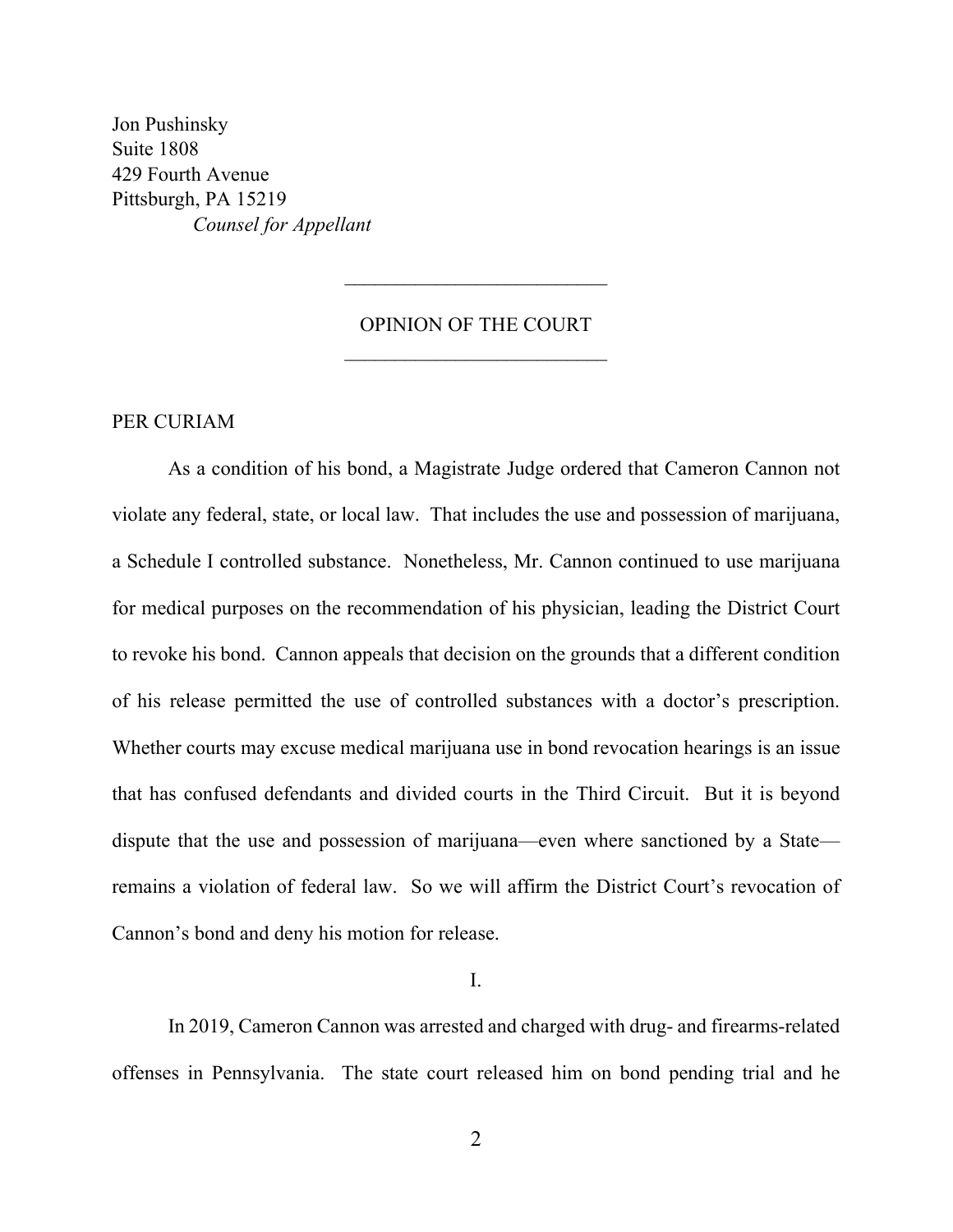Jon Pushinsky
Suite 1808
429 Fourth Avenue
Pittsburgh, PA 15219
*Counsel for Appellant*

---

OPINION OF THE COURT

---

PER CURIAM

As a condition of his bond, a Magistrate Judge ordered that Cameron Cannon not violate any federal, state, or local law. That includes the use and possession of marijuana, a Schedule I controlled substance. Nonetheless, Mr. Cannon continued to use marijuana for medical purposes on the recommendation of his physician, leading the District Court to revoke his bond. Cannon appeals that decision on the grounds that a different condition of his release permitted the use of controlled substances with a doctor's prescription. Whether courts may excuse medical marijuana use in bond revocation hearings is an issue that has confused defendants and divided courts in the Third Circuit. But it is beyond dispute that the use and possession of marijuana—even where sanctioned by a State—remains a violation of federal law. So we will affirm the District Court's revocation of Cannon's bond and deny his motion for release.

## I.

In 2019, Cameron Cannon was arrested and charged with drug- and firearms-related offenses in Pennsylvania. The state court released him on bond pending trial and he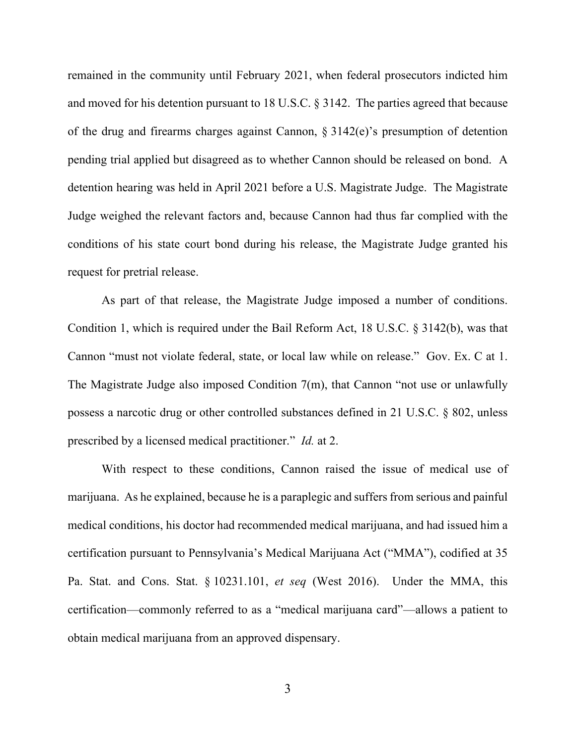remained in the community until February 2021, when federal prosecutors indicted him and moved for his detention pursuant to 18 U.S.C. § 3142. The parties agreed that because of the drug and firearms charges against Cannon, § 3142(e)'s presumption of detention pending trial applied but disagreed as to whether Cannon should be released on bond. A detention hearing was held in April 2021 before a U.S. Magistrate Judge. The Magistrate Judge weighed the relevant factors and, because Cannon had thus far complied with the conditions of his state court bond during his release, the Magistrate Judge granted his request for pretrial release.

As part of that release, the Magistrate Judge imposed a number of conditions. Condition 1, which is required under the Bail Reform Act, 18 U.S.C. § 3142(b), was that Cannon "must not violate federal, state, or local law while on release." Gov. Ex. C at 1. The Magistrate Judge also imposed Condition 7(m), that Cannon "not use or unlawfully possess a narcotic drug or other controlled substances defined in 21 U.S.C. § 802, unless prescribed by a licensed medical practitioner." *Id.* at 2.

With respect to these conditions, Cannon raised the issue of medical use of marijuana. As he explained, because he is a paraplegic and suffers from serious and painful medical conditions, his doctor had recommended medical marijuana, and had issued him a certification pursuant to Pennsylvania's Medical Marijuana Act ("MMA"), codified at 35 Pa. Stat. and Cons. Stat. § 10231.101, *et seq* (West 2016). Under the MMA, this certification—commonly referred to as a "medical marijuana card"—allows a patient to obtain medical marijuana from an approved dispensary.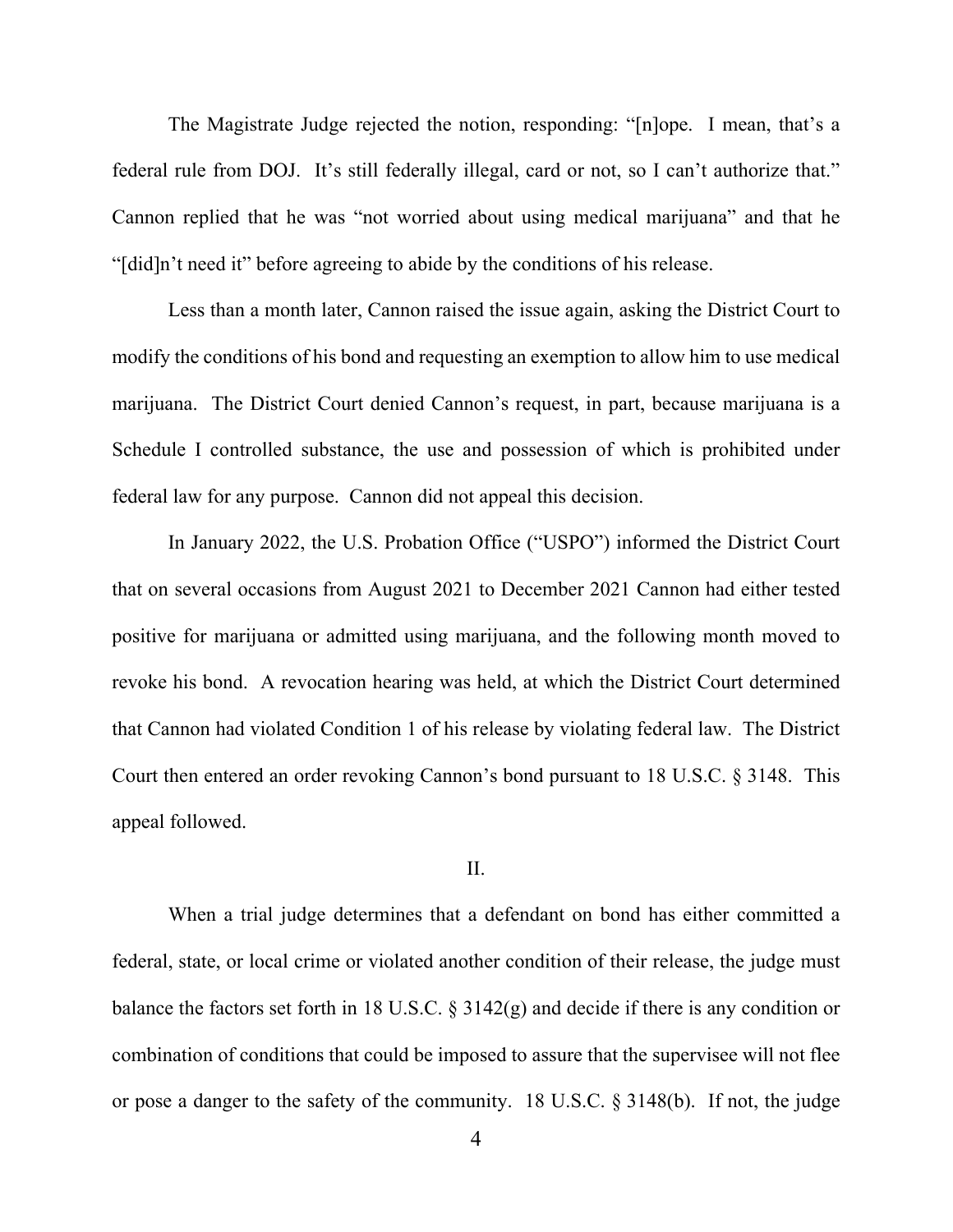The Magistrate Judge rejected the notion, responding: "[n]ope. I mean, that's a federal rule from DOJ. It's still federally illegal, card or not, so I can't authorize that." Cannon replied that he was "not worried about using medical marijuana" and that he "[did]n't need it" before agreeing to abide by the conditions of his release.

Less than a month later, Cannon raised the issue again, asking the District Court to modify the conditions of his bond and requesting an exemption to allow him to use medical marijuana. The District Court denied Cannon's request, in part, because marijuana is a Schedule I controlled substance, the use and possession of which is prohibited under federal law for any purpose. Cannon did not appeal this decision.

In January 2022, the U.S. Probation Office ("USPO") informed the District Court that on several occasions from August 2021 to December 2021 Cannon had either tested positive for marijuana or admitted using marijuana, and the following month moved to revoke his bond. A revocation hearing was held, at which the District Court determined that Cannon had violated Condition 1 of his release by violating federal law. The District Court then entered an order revoking Cannon's bond pursuant to 18 U.S.C. § 3148. This appeal followed.

## II.

When a trial judge determines that a defendant on bond has either committed a federal, state, or local crime or violated another condition of their release, the judge must balance the factors set forth in 18 U.S.C. § 3142(g) and decide if there is any condition or combination of conditions that could be imposed to assure that the supervisee will not flee or pose a danger to the safety of the community. 18 U.S.C. § 3148(b). If not, the judge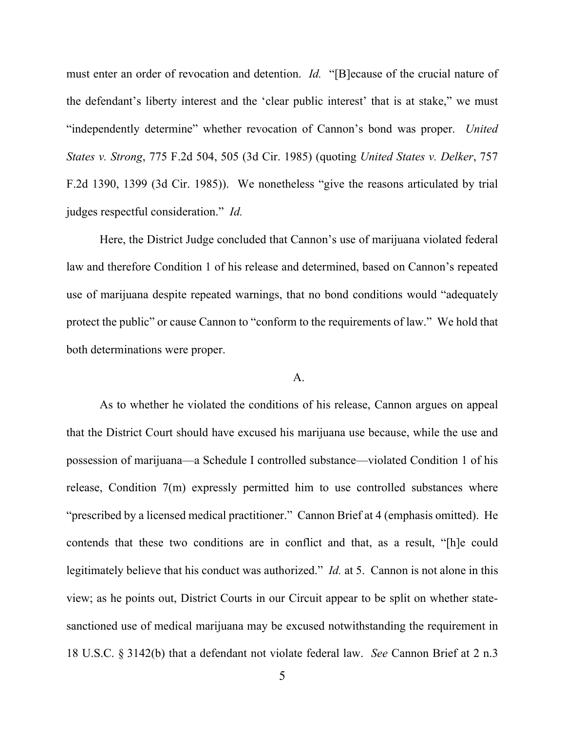must enter an order of revocation and detention. *Id.* "[B]ecause of the crucial nature of the defendant's liberty interest and the 'clear public interest' that is at stake," we must "independently determine" whether revocation of Cannon's bond was proper. *United States v. Strong*, 775 F.2d 504, 505 (3d Cir. 1985) (quoting *United States v. Delker*, 757 F.2d 1390, 1399 (3d Cir. 1985)). We nonetheless "give the reasons articulated by trial judges respectful consideration." *Id.*

Here, the District Judge concluded that Cannon's use of marijuana violated federal law and therefore Condition 1 of his release and determined, based on Cannon's repeated use of marijuana despite repeated warnings, that no bond conditions would "adequately protect the public" or cause Cannon to "conform to the requirements of law." We hold that both determinations were proper.

A.

As to whether he violated the conditions of his release, Cannon argues on appeal that the District Court should have excused his marijuana use because, while the use and possession of marijuana—a Schedule I controlled substance—violated Condition 1 of his release, Condition 7(m) expressly permitted him to use controlled substances where "prescribed by a licensed medical practitioner." Cannon Brief at 4 (emphasis omitted). He contends that these two conditions are in conflict and that, as a result, "[h]e could legitimately believe that his conduct was authorized." *Id.* at 5. Cannon is not alone in this view; as he points out, District Courts in our Circuit appear to be split on whether state-sanctioned use of medical marijuana may be excused notwithstanding the requirement in 18 U.S.C. § 3142(b) that a defendant not violate federal law. *See* Cannon Brief at 2 n.3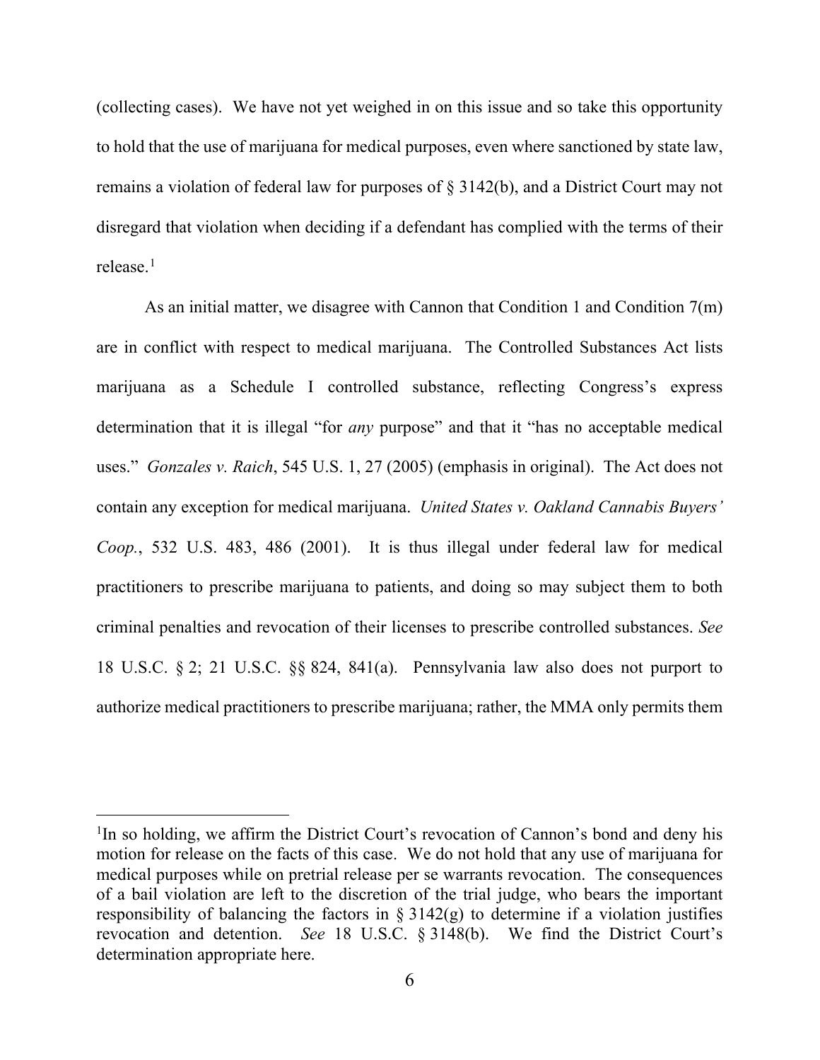(collecting cases). We have not yet weighed in on this issue and so take this opportunity to hold that the use of marijuana for medical purposes, even where sanctioned by state law, remains a violation of federal law for purposes of § 3142(b), and a District Court may not disregard that violation when deciding if a defendant has complied with the terms of their release.[1]

As an initial matter, we disagree with Cannon that Condition 1 and Condition 7(m) are in conflict with respect to medical marijuana. The Controlled Substances Act lists marijuana as a Schedule I controlled substance, reflecting Congress's express determination that it is illegal "for *any* purpose" and that it "has no acceptable medical uses." *Gonzales v. Raich*, 545 U.S. 1, 27 (2005) (emphasis in original). The Act does not contain any exception for medical marijuana. *United States v. Oakland Cannabis Buyers' Coop.*, 532 U.S. 483, 486 (2001). It is thus illegal under federal law for medical practitioners to prescribe marijuana to patients, and doing so may subject them to both criminal penalties and revocation of their licenses to prescribe controlled substances. *See* 18 U.S.C. § 2; 21 U.S.C. §§ 824, 841(a). Pennsylvania law also does not purport to authorize medical practitioners to prescribe marijuana; rather, the MMA only permits them

---

[1]In so holding, we affirm the District Court's revocation of Cannon's bond and deny his motion for release on the facts of this case. We do not hold that any use of marijuana for medical purposes while on pretrial release per se warrants revocation. The consequences of a bail violation are left to the discretion of the trial judge, who bears the important responsibility of balancing the factors in § 3142(g) to determine if a violation justifies revocation and detention. *See* 18 U.S.C. § 3148(b). We find the District Court's determination appropriate here.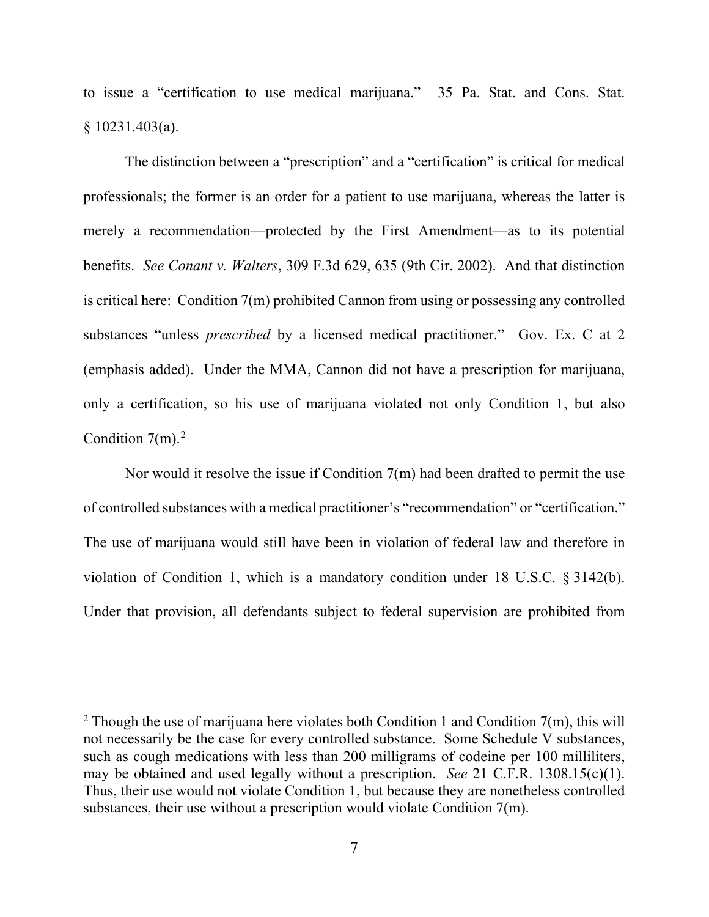to issue a "certification to use medical marijuana." 35 Pa. Stat. and Cons. Stat. § 10231.403(a).

The distinction between a "prescription" and a "certification" is critical for medical professionals; the former is an order for a patient to use marijuana, whereas the latter is merely a recommendation—protected by the First Amendment—as to its potential benefits. *See Conant v. Walters*, 309 F.3d 629, 635 (9th Cir. 2002). And that distinction is critical here: Condition 7(m) prohibited Cannon from using or possessing any controlled substances "unless *prescribed* by a licensed medical practitioner." Gov. Ex. C at 2 (emphasis added). Under the MMA, Cannon did not have a prescription for marijuana, only a certification, so his use of marijuana violated not only Condition 1, but also Condition 7(m).[2]

Nor would it resolve the issue if Condition 7(m) had been drafted to permit the use of controlled substances with a medical practitioner's "recommendation" or "certification." The use of marijuana would still have been in violation of federal law and therefore in violation of Condition 1, which is a mandatory condition under 18 U.S.C. § 3142(b). Under that provision, all defendants subject to federal supervision are prohibited from

---

[2] Though the use of marijuana here violates both Condition 1 and Condition 7(m), this will not necessarily be the case for every controlled substance. Some Schedule V substances, such as cough medications with less than 200 milligrams of codeine per 100 milliliters, may be obtained and used legally without a prescription. *See* 21 C.F.R. 1308.15(c)(1). Thus, their use would not violate Condition 1, but because they are nonetheless controlled substances, their use without a prescription would violate Condition 7(m).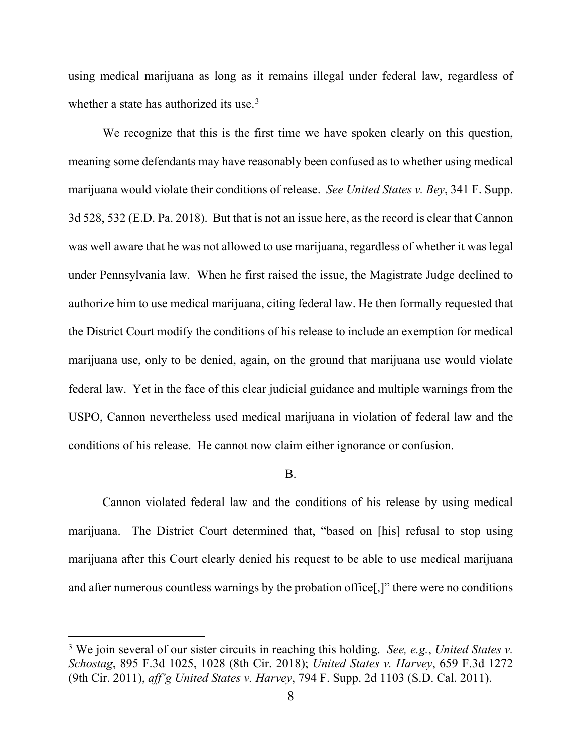using medical marijuana as long as it remains illegal under federal law, regardless of whether a state has authorized its use.[3]

We recognize that this is the first time we have spoken clearly on this question, meaning some defendants may have reasonably been confused as to whether using medical marijuana would violate their conditions of release. *See United States v. Bey*, 341 F. Supp. 3d 528, 532 (E.D. Pa. 2018). But that is not an issue here, as the record is clear that Cannon was well aware that he was not allowed to use marijuana, regardless of whether it was legal under Pennsylvania law. When he first raised the issue, the Magistrate Judge declined to authorize him to use medical marijuana, citing federal law. He then formally requested that the District Court modify the conditions of his release to include an exemption for medical marijuana use, only to be denied, again, on the ground that marijuana use would violate federal law. Yet in the face of this clear judicial guidance and multiple warnings from the USPO, Cannon nevertheless used medical marijuana in violation of federal law and the conditions of his release. He cannot now claim either ignorance or confusion.

B.

Cannon violated federal law and the conditions of his release by using medical marijuana. The District Court determined that, "based on [his] refusal to stop using marijuana after this Court clearly denied his request to be able to use medical marijuana and after numerous countless warnings by the probation office[,]" there were no conditions

[3] We join several of our sister circuits in reaching this holding. *See, e.g.*, *United States v. Schostag*, 895 F.3d 1025, 1028 (8th Cir. 2018); *United States v. Harvey*, 659 F.3d 1272 (9th Cir. 2011), *aff'g United States v. Harvey*, 794 F. Supp. 2d 1103 (S.D. Cal. 2011).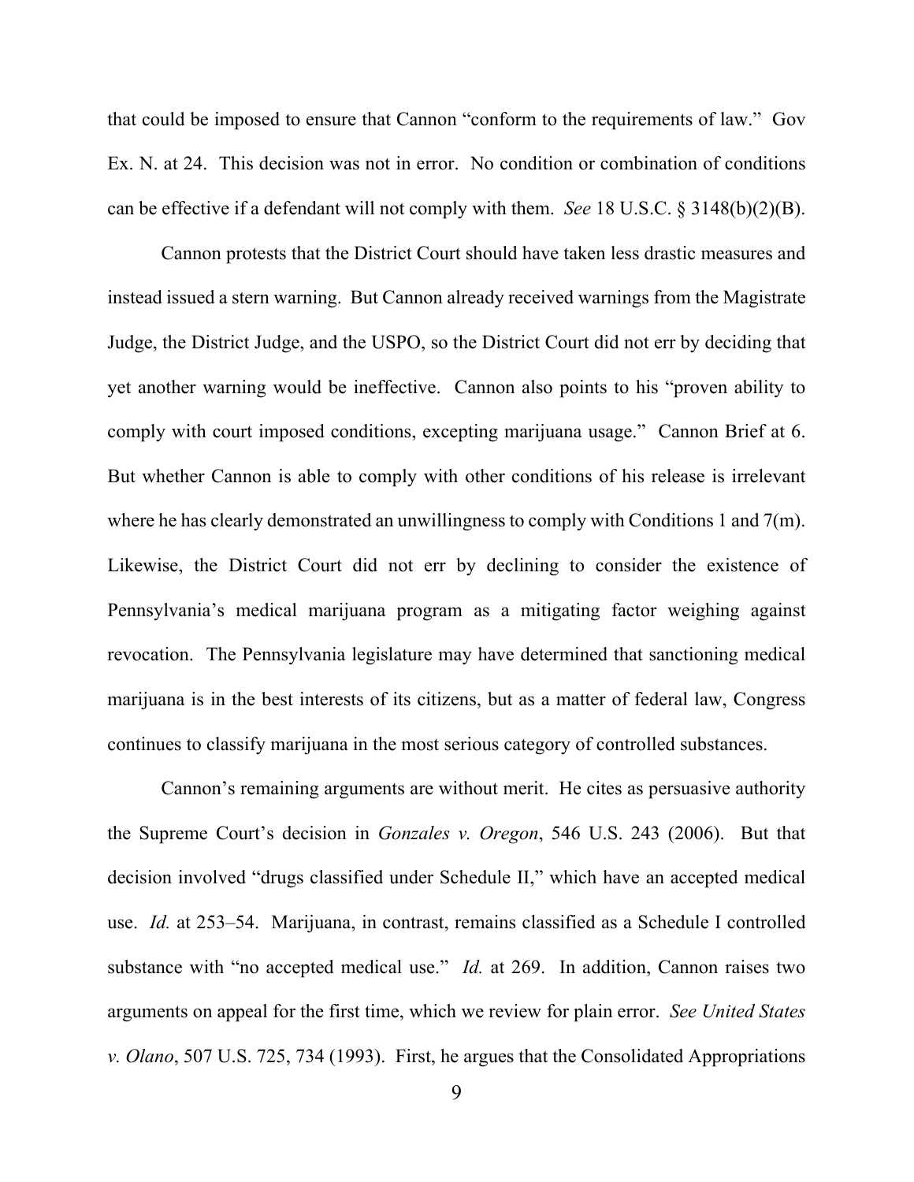that could be imposed to ensure that Cannon "conform to the requirements of law." Gov Ex. N. at 24. This decision was not in error. No condition or combination of conditions can be effective if a defendant will not comply with them. *See* 18 U.S.C. § 3148(b)(2)(B).

Cannon protests that the District Court should have taken less drastic measures and instead issued a stern warning. But Cannon already received warnings from the Magistrate Judge, the District Judge, and the USPO, so the District Court did not err by deciding that yet another warning would be ineffective. Cannon also points to his "proven ability to comply with court imposed conditions, excepting marijuana usage." Cannon Brief at 6. But whether Cannon is able to comply with other conditions of his release is irrelevant where he has clearly demonstrated an unwillingness to comply with Conditions 1 and 7(m). Likewise, the District Court did not err by declining to consider the existence of Pennsylvania's medical marijuana program as a mitigating factor weighing against revocation. The Pennsylvania legislature may have determined that sanctioning medical marijuana is in the best interests of its citizens, but as a matter of federal law, Congress continues to classify marijuana in the most serious category of controlled substances.

Cannon's remaining arguments are without merit. He cites as persuasive authority the Supreme Court's decision in *Gonzales v. Oregon*, 546 U.S. 243 (2006). But that decision involved "drugs classified under Schedule II," which have an accepted medical use. *Id.* at 253–54. Marijuana, in contrast, remains classified as a Schedule I controlled substance with "no accepted medical use." *Id.* at 269. In addition, Cannon raises two arguments on appeal for the first time, which we review for plain error. *See United States v. Olano*, 507 U.S. 725, 734 (1993). First, he argues that the Consolidated Appropriations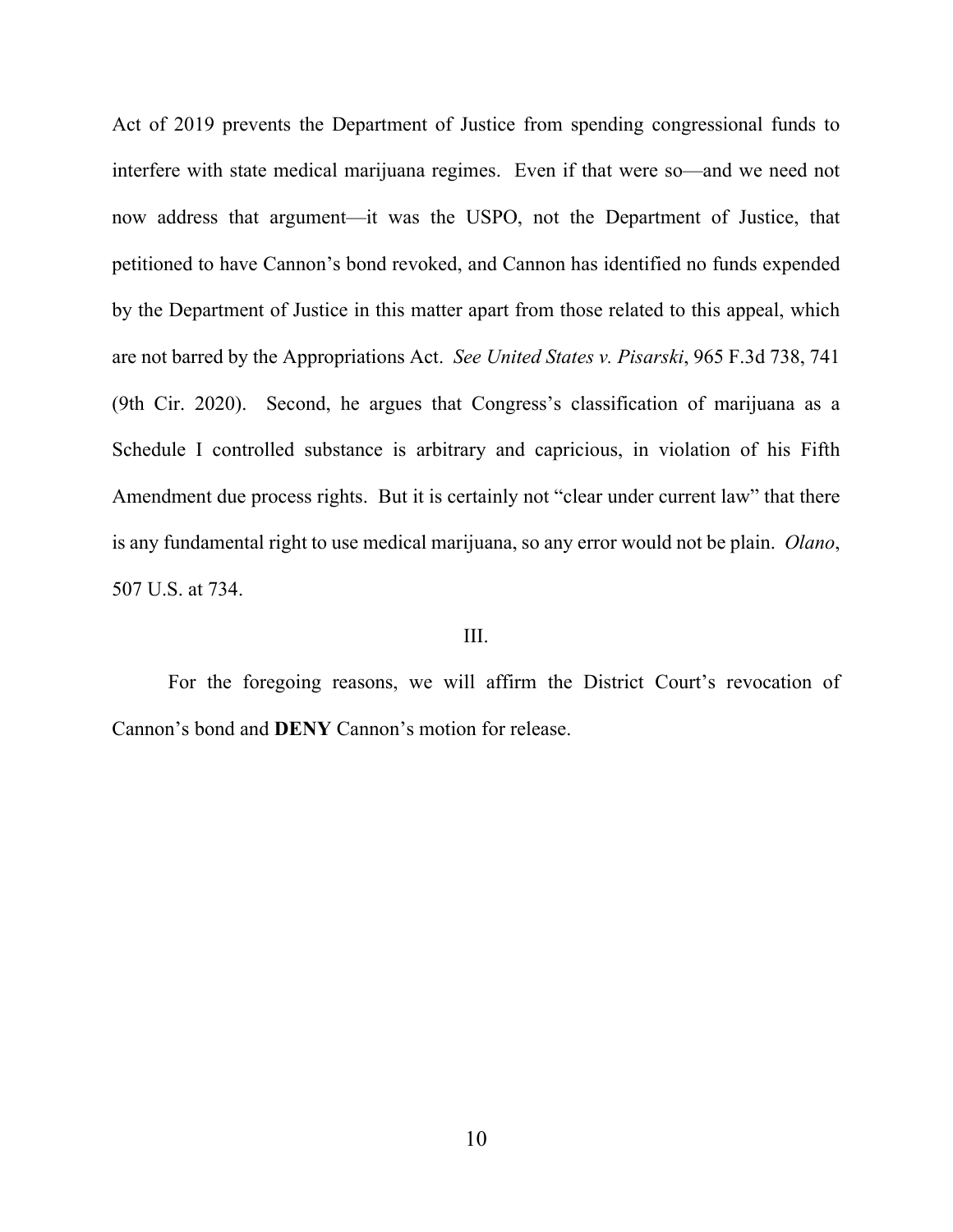Act of 2019 prevents the Department of Justice from spending congressional funds to interfere with state medical marijuana regimes. Even if that were so—and we need not now address that argument—it was the USPO, not the Department of Justice, that petitioned to have Cannon's bond revoked, and Cannon has identified no funds expended by the Department of Justice in this matter apart from those related to this appeal, which are not barred by the Appropriations Act. *See United States v. Pisarski*, 965 F.3d 738, 741 (9th Cir. 2020). Second, he argues that Congress's classification of marijuana as a Schedule I controlled substance is arbitrary and capricious, in violation of his Fifth Amendment due process rights. But it is certainly not "clear under current law" that there is any fundamental right to use medical marijuana, so any error would not be plain. *Olano*, 507 U.S. at 734.

## III.

For the foregoing reasons, we will affirm the District Court's revocation of Cannon's bond and **DENY** Cannon's motion for release.